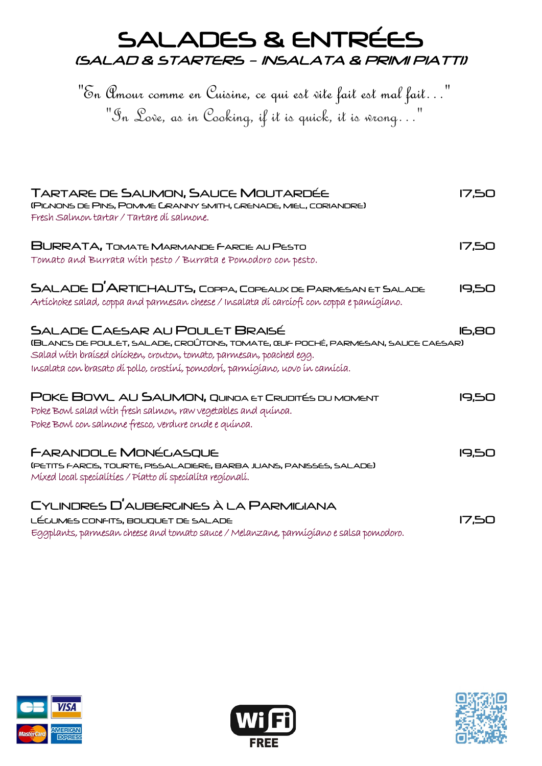# SALADES & ENTRÉES

## *(SALAD & STARTERS – INSALATA & PRIMI PIATTI)*

"En Amour comme en Cuisine, ce qui est vite fait est mal fait..."
"In Love, as in Cooking, if it is quick, it is wrong..."

**TARTARE DE SAUMON, SAUCE MOUTARDÉE** — 17,50
(PIGNONS DE PINS, POMME GRANNY SMITH, GRENADE, MIEL, CORIANDRE)
*Fresh Salmon tartar / Tartare di salmone.*

**BURRATA, TOMATE MARMANDE FARCIE AU PESTO** — 17,50
*Tomato and Burrata with pesto / Burrata e Pomodoro con pesto.*

**SALADE D'ARTICHAUTS, COPPA, COPEAUX DE PARMESAN ET SALADE** — 19,50
*Artichoke salad, coppa and parmesan cheese / Insalata di carciofi con coppa e pamigiano.*

**SALADE CAESAR AU POULET BRAISÉ** — 16,80
(BLANCS DE POULET, SALADE, CROÛTONS, TOMATE, ŒUF POCHÉ, PARMESAN, SAUCE CAESAR)
*Salad with braised chicken, crouton, tomato, parmesan, poached egg.*
*Insalata con brasato di pollo, crostini, pomodori, parmigiano, uovo in camicia.*

**POKE BOWL AU SAUMON, QUINOA ET CRUDITÉS DU MOMENT** — 19,50
*Poke Bowl salad with fresh salmon, raw vegetables and quinoa.*
*Poke Bowl con salmone fresco, verdure crude e quinoa.*

**FARANDOLE MONÉGASQUE** — 19,50
(PETITS FARCIS, TOURTE, PISSALADIERE, BARBA JUANS, PANISSES, SALADE)
*Mixed local specialities / Piatto di specialita regionali.*

**CYLINDRES D'AUBERGINES À LA PARMIGIANA**
LÉGUMES CONFITS, BOUQUET DE SALADE — 17,50
*Eggplants, parmesan cheese and tomato sauce / Melanzane, parmigiano e salsa pomodoro.*

WiFi FREE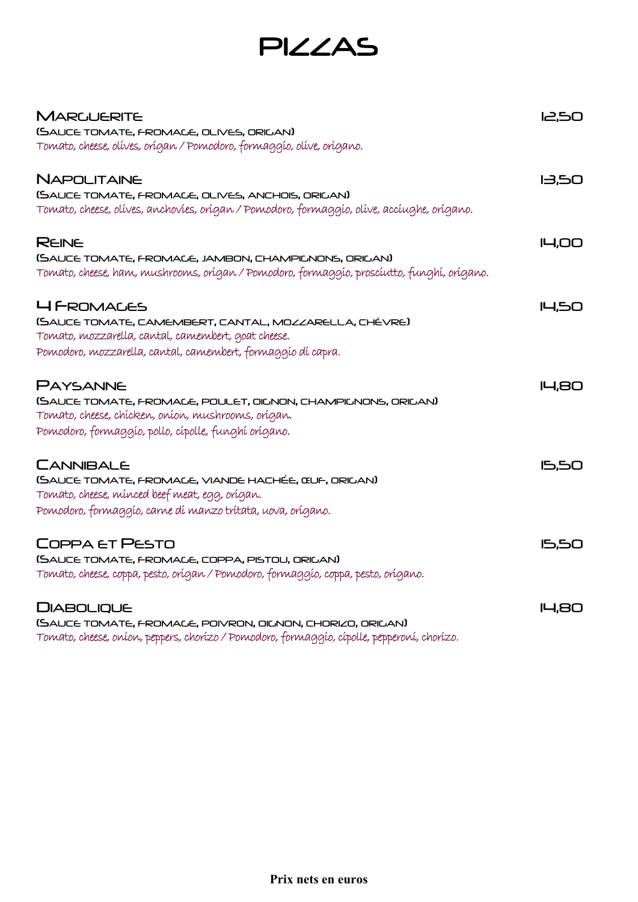# PIZZAS

**MARGUERITE** — 12,50

(SAUCE TOMATE, FROMAGE, OLIVES, ORIGAN)

*Tomato, cheese, olives, origan / Pomodoro, formaggio, olive, origano.*

**NAPOLITAINE** — 13,50

(SAUCE TOMATE, FROMAGE, OLIVES, ANCHOIS, ORIGAN)

*Tomato, cheese, olives, anchovies, origan / Pomodoro, formaggio, olive, acciughe, origano.*

**REINE** — 14,00

(SAUCE TOMATE, FROMAGE, JAMBON, CHAMPIGNONS, ORIGAN)

*Tomato, cheese, ham, mushrooms, origan / Pomodoro, formaggio, prosciutto, funghi, origano.*

**4 FROMAGES** — 14,50

(SAUCE TOMATE, CAMEMBERT, CANTAL, MOZZARELLA, CHÈVRE)

*Tomato, mozzarella, cantal, camembert, goat cheese.*

*Pomodoro, mozzarella, cantal, camembert, formaggio di capra.*

**PAYSANNE** — 14,80

(SAUCE TOMATE, FROMAGE, POULET, OIGNON, CHAMPIGNONS, ORIGAN)

*Tomato, cheese, chicken, onion, mushrooms, origan.*

*Pomodoro, formaggio, pollo, cipolle, funghi origano.*

**CANNIBALE** — 15,50

(SAUCE TOMATE, FROMAGE, VIANDE HACHÉE, ŒUF, ORIGAN)

*Tomato, cheese, minced beef meat, egg, origan.*

*Pomodoro, formaggio, carne di manzo tritata, uova, origano.*

**COPPA ET PESTO** — 15,50

(SAUCE TOMATE, FROMAGE, COPPA, PISTOU, ORIGAN)

*Tomato, cheese, coppa, pesto, origan / Pomodoro, formaggio, coppa, pesto, origano.*

**DIABOLIQUE** — 14,80

(SAUCE TOMATE, FROMAGE, POIVRON, OIGNON, CHORIZO, ORIGAN)

*Tomato, cheese, onion, peppers, chorizo / Pomodoro, formaggio, cipolle, pepperoni, chorizo.*

**Prix nets en euros**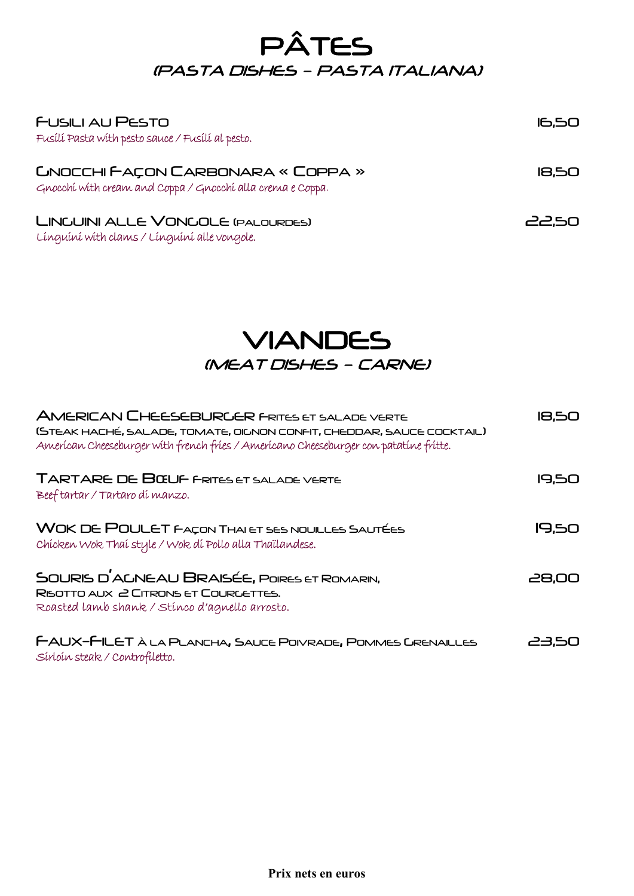# PÂTES
## (PASTA DISHES – PASTA ITALIANA)

**FUSILI AU PESTO** — 16,50
*Fusili Pasta with pesto sauce / Fusili al pesto.*

**GNOCCHI FAÇON CARBONARA « COPPA »** — 18,50
*Gnocchi with cream and Coppa / Gnocchi alla crema e Coppa.*

**LINGUINI ALLE VONGOLE (PALOURDES)** — 22,50
*Linguini with clams / Linguini alle vongole.*

# VIANDES
## (MEAT DISHES – CARNE)

**AMERICAN CHEESEBURGER FRITES ET SALADE VERTE** — 18,50
(STEAK HACHÉ, SALADE, TOMATE, OIGNON CONFIT, CHEDDAR, SAUCE COCKTAIL)
*American Cheeseburger with french fries / Americano Cheeseburger con patatine fritte.*

**TARTARE DE BŒUF FRITES ET SALADE VERTE** — 19,50
*Beef tartar / Tartaro di manzo.*

**WOK DE POULET FAÇON THAI ET SES NOUILLES SAUTÉES** — 19,50
*Chicken Wok Thai style / Wok di Pollo alla Thaïlandese.*

**SOURIS D'AGNEAU BRAISÉE, POIRES ET ROMARIN,** — 28,00
RISOTTO AUX 2 CITRONS ET COURGETTES.
*Roasted lamb shank / Stinco d'agnello arrosto.*

**FAUX-FILET À LA PLANCHA, SAUCE POIVRADE, POMMES GRENAILLES** — 23,50
*Sirloin steak / Controfiletto.*

**Prix nets en euros**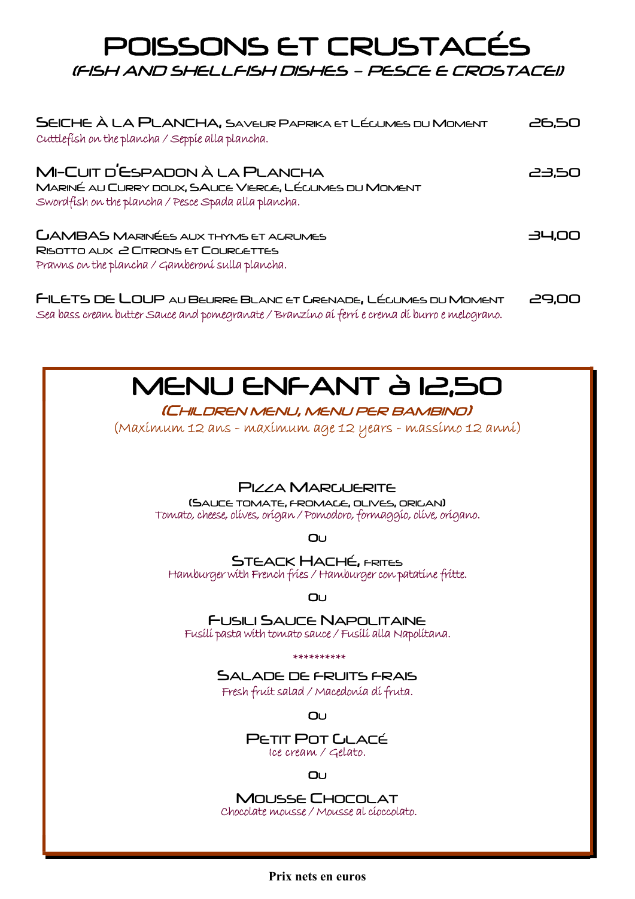# POISSONS ET CRUSTACÉS

*(FISH AND SHELLFISH DISHES – PESCE E CROSTACEI)*

**SEICHE À LA PLANCHA,** SAVEUR PAPRIKA ET LÉGUMES DU MOMENT — 26,50
*Cuttlefish on the plancha / Seppie alla plancha.*

**MI-CUIT D'ESPADON À LA PLANCHA** — 23,50
MARINÉ AU CURRY DOUX, SAUCE VIERGE, LÉGUMES DU MOMENT
*Swordfish on the plancha / Pesce Spada alla plancha.*

**GAMBAS** MARINÉES AUX THYMS ET AGRUMES — 34,00
RISOTTO AUX 2 CITRONS ET COURGETTES
*Prawns on the plancha / Gamberoni sulla plancha.*

**FILETS DE LOUP** AU BEURRE BLANC ET GRENADE, LÉGUMES DU MOMENT — 29,00
*Sea bass cream butter Sauce and pomegranate / Branzino ai ferri e crema di burro e melograno.*

## MENU ENFANT à 12,50

*(CHILDREN MENU, MENU PER BAMBINO)*

(Maximum 12 ans - maximum age 12 years - massimo 12 anni)

**PIZZA MARGUERITE**
(SAUCE TOMATE, FROMAGE, OLIVES, ORIGAN)
*Tomato, cheese, olives, origan / Pomodoro, formaggio, olive, origano.*

OU

**STEACK HACHÉ,** FRITES
*Hamburger with French fries / Hamburger con patatine fritte.*

OU

**FUSILI SAUCE NAPOLITAINE**
*Fusili pasta with tomato sauce / Fusili alla Napolitana.*

**********

**SALADE DE FRUITS FRAIS**
*Fresh fruit salad / Macedonia di fruta.*

OU

**PETIT POT GLACÉ**
*Ice cream / Gelato.*

OU

**MOUSSE CHOCOLAT**
*Chocolate mousse / Mousse al cioccolato.*

**Prix nets en euros**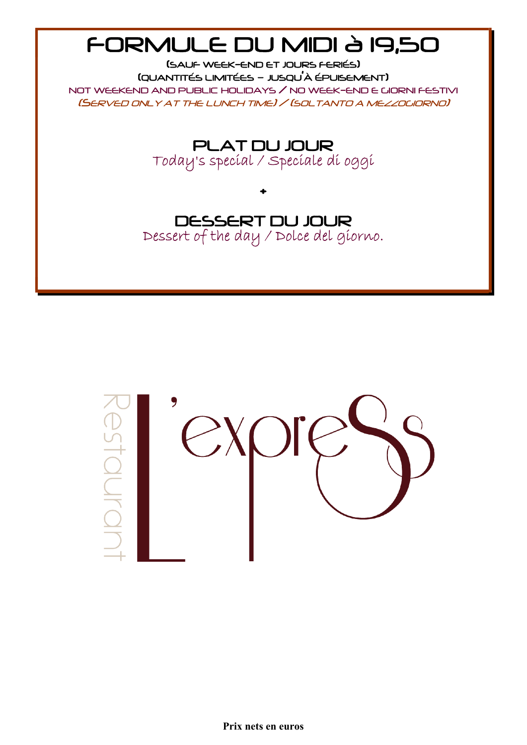# FORMULE DU MIDI à 19,50

(SAUF WEEK-END ET JOURS FERIÉS)

(QUANTITÉS LIMITÉES – JUSQU'À ÉPUISEMENT)

NOT WEEKEND AND PUBLIC HOLIDAYS / NO WEEK-END E GIORNI FESTIVI

*(SERVED ONLY AT THE LUNCH TIME) / (SOLTANTO A MEZZOGIORNO)*

## PLAT DU JOUR

Today's special / Speciale di oggi

+

## DESSERT DU JOUR

Dessert of the day / Dolce del giorno.

Restaurant L'expreSs

**Prix nets en euros**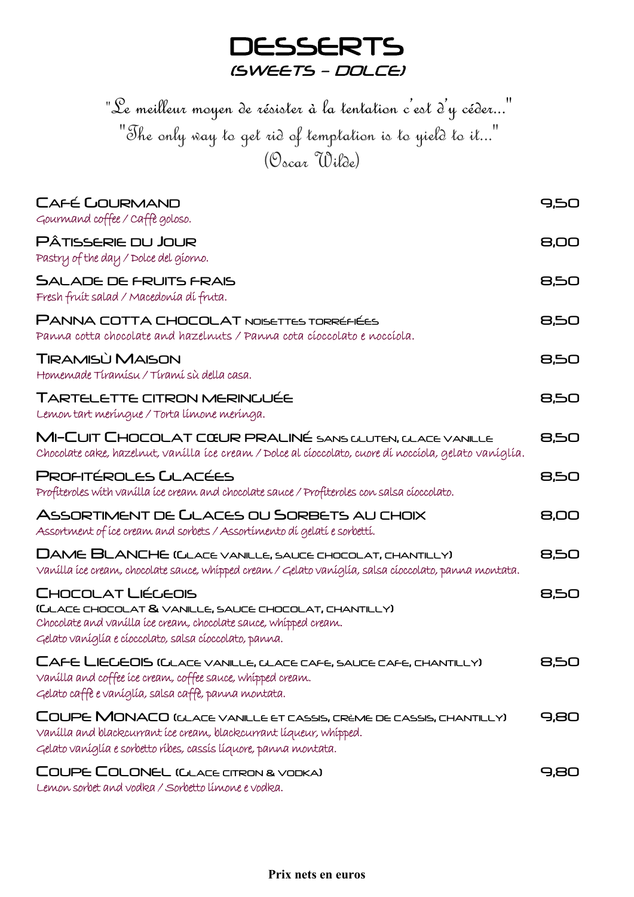# DESSERTS

## (SWEETS – DOLCE)

"Le meilleur moyen de résister à la tentation c'est d'y céder..."
"The only way to get rid of temptation is to yield to it..."
(Oscar Wilde)

| | |
|---|---|
| **CAFÉ GOURMAND**<br>*Gourmand coffee / Caffè goloso.* | 9,50 |
| **PÂTISSERIE DU JOUR**<br>*Pastry of the day / Dolce del giorno.* | 8,00 |
| **SALADE DE FRUITS FRAIS**<br>*Fresh fruit salad / Macedonia di fruta.* | 8,50 |
| **PANNA COTTA CHOCOLAT** NOISETTES TORRÉFIÉES<br>*Panna cotta chocolate and hazelnuts / Panna cota cioccolato e nocciola.* | 8,50 |
| **TIRAMISÙ MAISON**<br>*Homemade Tiramisu / Tirami sù della casa.* | 8,50 |
| **TARTELETTE CITRON MERINGUÉE**<br>*Lemon tart meringue / Torta limone meringa.* | 8,50 |
| **MI-CUIT CHOCOLAT CŒUR PRALINÉ** SANS GLUTEN, GLACE VANILLE<br>*Chocolate cake, hazelnut, vanilla ice cream / Dolce al cioccolato, cuore di nocciola, gelato vaniglia.* | 8,50 |
| **PROFITÉROLES GLACÉES**<br>*Profiteroles with vanilla ice cream and chocolate sauce / Profiteroles con salsa cioccolato.* | 8,50 |
| **ASSORTIMENT DE GLACES OU SORBETS AU CHOIX**<br>*Assortment of ice cream and sorbets / Assortimento di gelati e sorbetti.* | 8,00 |
| **DAME BLANCHE** (GLACE VANILLE, SAUCE CHOCOLAT, CHANTILLY)<br>*Vanilla ice cream, chocolate sauce, whipped cream / Gelato vaniglia, salsa cioccolato, panna montata.* | 8,50 |
| **CHOCOLAT LIÉGEOIS**<br>(GLACE CHOCOLAT & VANILLE, SAUCE CHOCOLAT, CHANTILLY)<br>*Chocolate and vanilla ice cream, chocolate sauce, whipped cream.*<br>*Gelato vaniglia e cioccolato, salsa cioccolato, panna.* | 8,50 |
| **CAFE LIEGEOIS** (GLACE VANILLE, GLACE CAFE, SAUCE CAFE, CHANTILLY)<br>*Vanilla and coffee ice cream, coffee sauce, whipped cream.*<br>*Gelato caffè e vaniglia, salsa caffè, panna montata.* | 8,50 |
| **COUPE MONACO** (GLACE VANILLE ET CASSIS, CRÈME DE CASSIS, CHANTILLY)<br>*Vanilla and blackcurrant ice cream, blackcurrant liqueur, whipped.*<br>*Gelato vaniglia e sorbetto ribes, cassis liquore, panna montata.* | 9,80 |
| **COUPE COLONEL** (GLACE CITRON & VODKA)<br>*Lemon sorbet and vodka / Sorbetto limone e vodka.* | 9,80 |

**Prix nets en euros**